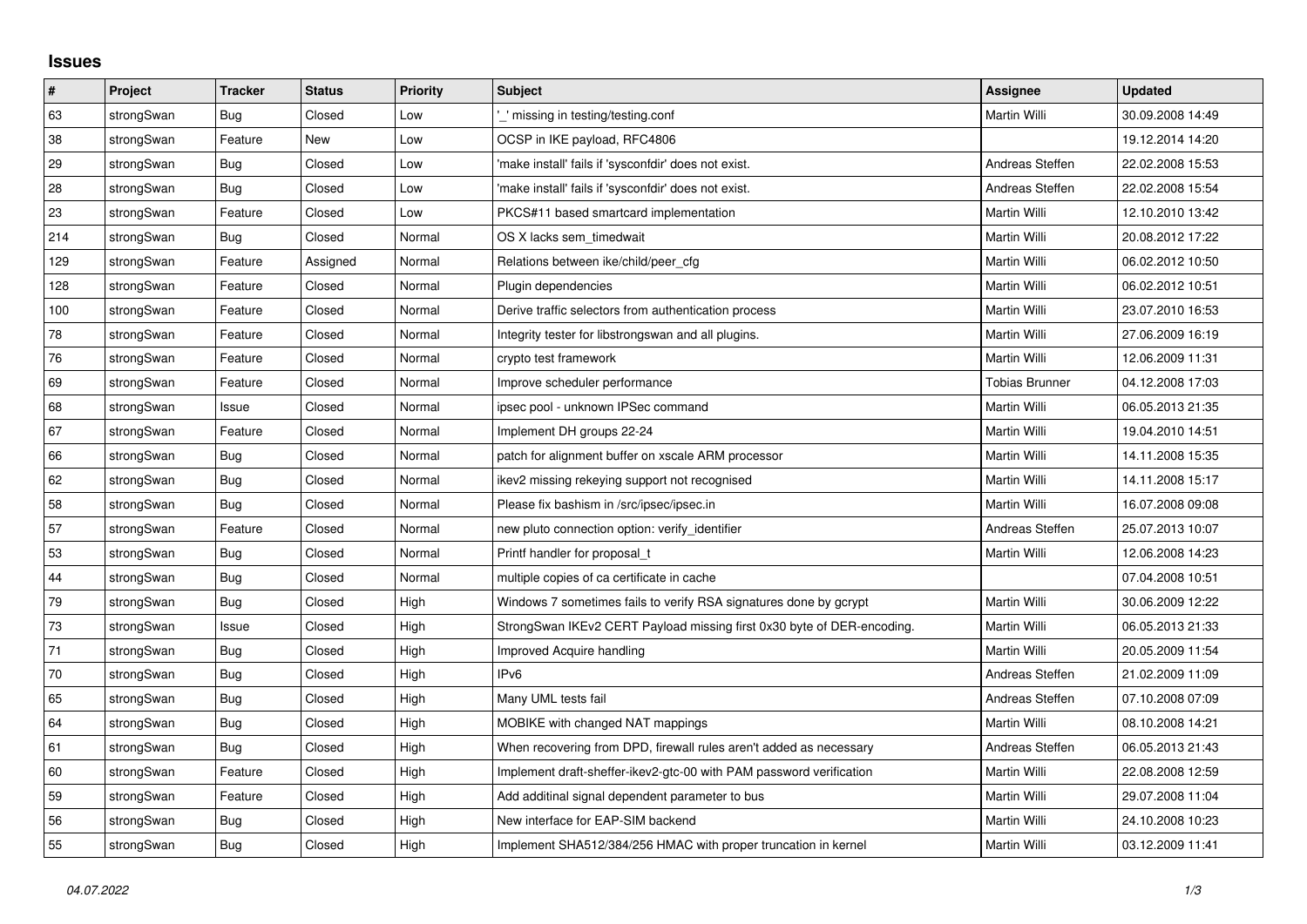## Issues

| # | Project | Tracker | Status | Priority | Subject | Assignee | Updated |
|---|---|---|---|---|---|---|---|
| 63 | strongSwan | Bug | Closed | Low | '_' missing in testing/testing.conf | Martin Willi | 30.09.2008 14:49 |
| 38 | strongSwan | Feature | New | Low | OCSP in IKE payload, RFC4806 | | 19.12.2014 14:20 |
| 29 | strongSwan | Bug | Closed | Low | 'make install' fails if 'sysconfdir' does not exist. | Andreas Steffen | 22.02.2008 15:53 |
| 28 | strongSwan | Bug | Closed | Low | 'make install' fails if 'sysconfdir' does not exist. | Andreas Steffen | 22.02.2008 15:54 |
| 23 | strongSwan | Feature | Closed | Low | PKCS#11 based smartcard implementation | Martin Willi | 12.10.2010 13:42 |
| 214 | strongSwan | Bug | Closed | Normal | OS X lacks sem_timedwait | Martin Willi | 20.08.2012 17:22 |
| 129 | strongSwan | Feature | Assigned | Normal | Relations between ike/child/peer_cfg | Martin Willi | 06.02.2012 10:50 |
| 128 | strongSwan | Feature | Closed | Normal | Plugin dependencies | Martin Willi | 06.02.2012 10:51 |
| 100 | strongSwan | Feature | Closed | Normal | Derive traffic selectors from authentication process | Martin Willi | 23.07.2010 16:53 |
| 78 | strongSwan | Feature | Closed | Normal | Integrity tester for libstrongswan and all plugins. | Martin Willi | 27.06.2009 16:19 |
| 76 | strongSwan | Feature | Closed | Normal | crypto test framework | Martin Willi | 12.06.2009 11:31 |
| 69 | strongSwan | Feature | Closed | Normal | Improve scheduler performance | Tobias Brunner | 04.12.2008 17:03 |
| 68 | strongSwan | Issue | Closed | Normal | ipsec pool - unknown IPSec command | Martin Willi | 06.05.2013 21:35 |
| 67 | strongSwan | Feature | Closed | Normal | Implement DH groups 22-24 | Martin Willi | 19.04.2010 14:51 |
| 66 | strongSwan | Bug | Closed | Normal | patch for alignment buffer on xscale ARM processor | Martin Willi | 14.11.2008 15:35 |
| 62 | strongSwan | Bug | Closed | Normal | ikev2 missing rekeying support not recognised | Martin Willi | 14.11.2008 15:17 |
| 58 | strongSwan | Bug | Closed | Normal | Please fix bashism in /src/ipsec/ipsec.in | Martin Willi | 16.07.2008 09:08 |
| 57 | strongSwan | Feature | Closed | Normal | new pluto connection option: verify_identifier | Andreas Steffen | 25.07.2013 10:07 |
| 53 | strongSwan | Bug | Closed | Normal | Printf handler for proposal_t | Martin Willi | 12.06.2008 14:23 |
| 44 | strongSwan | Bug | Closed | Normal | multiple copies of ca certificate in cache | | 07.04.2008 10:51 |
| 79 | strongSwan | Bug | Closed | High | Windows 7 sometimes fails to verify RSA signatures done by gcrypt | Martin Willi | 30.06.2009 12:22 |
| 73 | strongSwan | Issue | Closed | High | StrongSwan IKEv2 CERT Payload missing first 0x30 byte of DER-encoding. | Martin Willi | 06.05.2013 21:33 |
| 71 | strongSwan | Bug | Closed | High | Improved Acquire handling | Martin Willi | 20.05.2009 11:54 |
| 70 | strongSwan | Bug | Closed | High | IPv6 | Andreas Steffen | 21.02.2009 11:09 |
| 65 | strongSwan | Bug | Closed | High | Many UML tests fail | Andreas Steffen | 07.10.2008 07:09 |
| 64 | strongSwan | Bug | Closed | High | MOBIKE with changed NAT mappings | Martin Willi | 08.10.2008 14:21 |
| 61 | strongSwan | Bug | Closed | High | When recovering from DPD, firewall rules aren't added as necessary | Andreas Steffen | 06.05.2013 21:43 |
| 60 | strongSwan | Feature | Closed | High | Implement draft-sheffer-ikev2-gtc-00 with PAM password verification | Martin Willi | 22.08.2008 12:59 |
| 59 | strongSwan | Feature | Closed | High | Add additinal signal dependent parameter to bus | Martin Willi | 29.07.2008 11:04 |
| 56 | strongSwan | Bug | Closed | High | New interface for EAP-SIM backend | Martin Willi | 24.10.2008 10:23 |
| 55 | strongSwan | Bug | Closed | High | Implement SHA512/384/256 HMAC with proper truncation in kernel | Martin Willi | 03.12.2009 11:41 |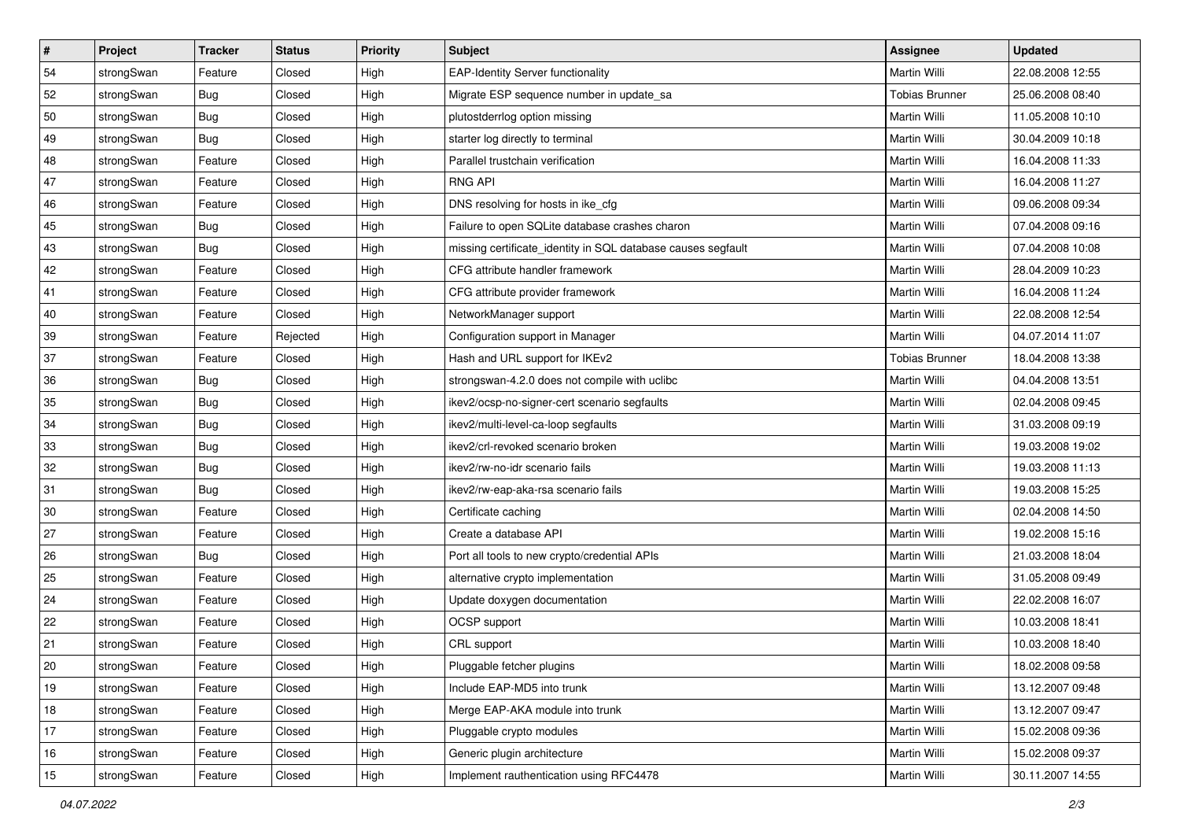| # | Project | Tracker | Status | Priority | Subject | Assignee | Updated |
|---|---|---|---|---|---|---|---|
| 54 | strongSwan | Feature | Closed | High | EAP-Identity Server functionality | Martin Willi | 22.08.2008 12:55 |
| 52 | strongSwan | Bug | Closed | High | Migrate ESP sequence number in update_sa | Tobias Brunner | 25.06.2008 08:40 |
| 50 | strongSwan | Bug | Closed | High | plutostderrlog option missing | Martin Willi | 11.05.2008 10:10 |
| 49 | strongSwan | Bug | Closed | High | starter log directly to terminal | Martin Willi | 30.04.2009 10:18 |
| 48 | strongSwan | Feature | Closed | High | Parallel trustchain verification | Martin Willi | 16.04.2008 11:33 |
| 47 | strongSwan | Feature | Closed | High | RNG API | Martin Willi | 16.04.2008 11:27 |
| 46 | strongSwan | Feature | Closed | High | DNS resolving for hosts in ike_cfg | Martin Willi | 09.06.2008 09:34 |
| 45 | strongSwan | Bug | Closed | High | Failure to open SQLite database crashes charon | Martin Willi | 07.04.2008 09:16 |
| 43 | strongSwan | Bug | Closed | High | missing certificate_identity in SQL database causes segfault | Martin Willi | 07.04.2008 10:08 |
| 42 | strongSwan | Feature | Closed | High | CFG attribute handler framework | Martin Willi | 28.04.2009 10:23 |
| 41 | strongSwan | Feature | Closed | High | CFG attribute provider framework | Martin Willi | 16.04.2008 11:24 |
| 40 | strongSwan | Feature | Closed | High | NetworkManager support | Martin Willi | 22.08.2008 12:54 |
| 39 | strongSwan | Feature | Rejected | High | Configuration support in Manager | Martin Willi | 04.07.2014 11:07 |
| 37 | strongSwan | Feature | Closed | High | Hash and URL support for IKEv2 | Tobias Brunner | 18.04.2008 13:38 |
| 36 | strongSwan | Bug | Closed | High | strongswan-4.2.0 does not compile with uclibc | Martin Willi | 04.04.2008 13:51 |
| 35 | strongSwan | Bug | Closed | High | ikev2/ocsp-no-signer-cert scenario segfaults | Martin Willi | 02.04.2008 09:45 |
| 34 | strongSwan | Bug | Closed | High | ikev2/multi-level-ca-loop segfaults | Martin Willi | 31.03.2008 09:19 |
| 33 | strongSwan | Bug | Closed | High | ikev2/crl-revoked scenario broken | Martin Willi | 19.03.2008 19:02 |
| 32 | strongSwan | Bug | Closed | High | ikev2/rw-no-idr scenario fails | Martin Willi | 19.03.2008 11:13 |
| 31 | strongSwan | Bug | Closed | High | ikev2/rw-eap-aka-rsa scenario fails | Martin Willi | 19.03.2008 15:25 |
| 30 | strongSwan | Feature | Closed | High | Certificate caching | Martin Willi | 02.04.2008 14:50 |
| 27 | strongSwan | Feature | Closed | High | Create a database API | Martin Willi | 19.02.2008 15:16 |
| 26 | strongSwan | Bug | Closed | High | Port all tools to new crypto/credential APIs | Martin Willi | 21.03.2008 18:04 |
| 25 | strongSwan | Feature | Closed | High | alternative crypto implementation | Martin Willi | 31.05.2008 09:49 |
| 24 | strongSwan | Feature | Closed | High | Update doxygen documentation | Martin Willi | 22.02.2008 16:07 |
| 22 | strongSwan | Feature | Closed | High | OCSP support | Martin Willi | 10.03.2008 18:41 |
| 21 | strongSwan | Feature | Closed | High | CRL support | Martin Willi | 10.03.2008 18:40 |
| 20 | strongSwan | Feature | Closed | High | Pluggable fetcher plugins | Martin Willi | 18.02.2008 09:58 |
| 19 | strongSwan | Feature | Closed | High | Include EAP-MD5 into trunk | Martin Willi | 13.12.2007 09:48 |
| 18 | strongSwan | Feature | Closed | High | Merge EAP-AKA module into trunk | Martin Willi | 13.12.2007 09:47 |
| 17 | strongSwan | Feature | Closed | High | Pluggable crypto modules | Martin Willi | 15.02.2008 09:36 |
| 16 | strongSwan | Feature | Closed | High | Generic plugin architecture | Martin Willi | 15.02.2008 09:37 |
| 15 | strongSwan | Feature | Closed | High | Implement rauthentication using RFC4478 | Martin Willi | 30.11.2007 14:55 |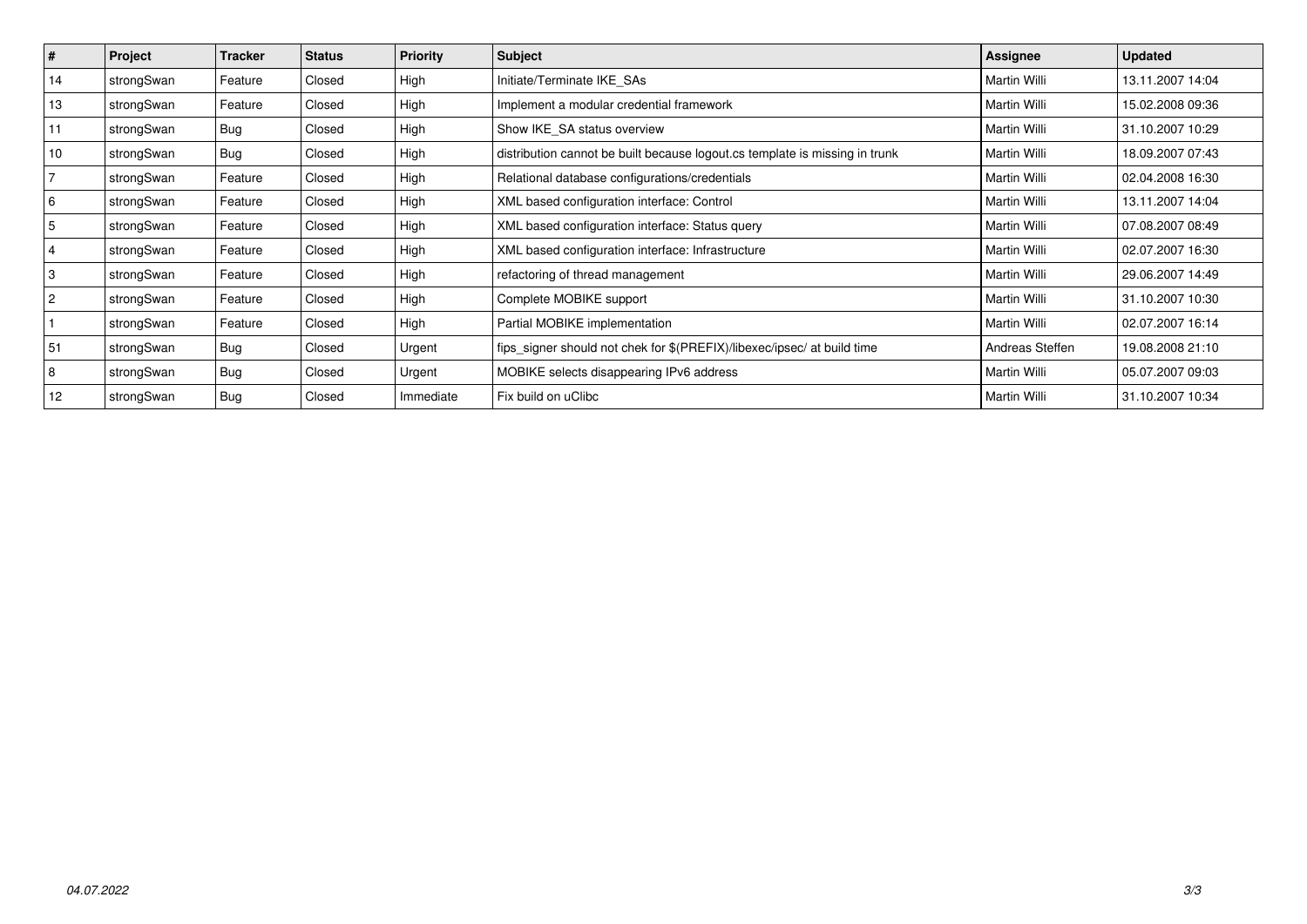| # | Project | Tracker | Status | Priority | Subject | Assignee | Updated |
|---|---|---|---|---|---|---|---|
| 14 | strongSwan | Feature | Closed | High | Initiate/Terminate IKE_SAs | Martin Willi | 13.11.2007 14:04 |
| 13 | strongSwan | Feature | Closed | High | Implement a modular credential framework | Martin Willi | 15.02.2008 09:36 |
| 11 | strongSwan | Bug | Closed | High | Show IKE_SA status overview | Martin Willi | 31.10.2007 10:29 |
| 10 | strongSwan | Bug | Closed | High | distribution cannot be built because logout.cs template is missing in trunk | Martin Willi | 18.09.2007 07:43 |
| 7 | strongSwan | Feature | Closed | High | Relational database configurations/credentials | Martin Willi | 02.04.2008 16:30 |
| 6 | strongSwan | Feature | Closed | High | XML based configuration interface: Control | Martin Willi | 13.11.2007 14:04 |
| 5 | strongSwan | Feature | Closed | High | XML based configuration interface: Status query | Martin Willi | 07.08.2007 08:49 |
| 4 | strongSwan | Feature | Closed | High | XML based configuration interface: Infrastructure | Martin Willi | 02.07.2007 16:30 |
| 3 | strongSwan | Feature | Closed | High | refactoring of thread management | Martin Willi | 29.06.2007 14:49 |
| 2 | strongSwan | Feature | Closed | High | Complete MOBIKE support | Martin Willi | 31.10.2007 10:30 |
| 1 | strongSwan | Feature | Closed | High | Partial MOBIKE implementation | Martin Willi | 02.07.2007 16:14 |
| 51 | strongSwan | Bug | Closed | Urgent | fips_signer should not chek for $(PREFIX)/libexec/ipsec/ at build time | Andreas Steffen | 19.08.2008 21:10 |
| 8 | strongSwan | Bug | Closed | Urgent | MOBIKE selects disappearing IPv6 address | Martin Willi | 05.07.2007 09:03 |
| 12 | strongSwan | Bug | Closed | Immediate | Fix build on uClibc | Martin Willi | 31.10.2007 10:34 |